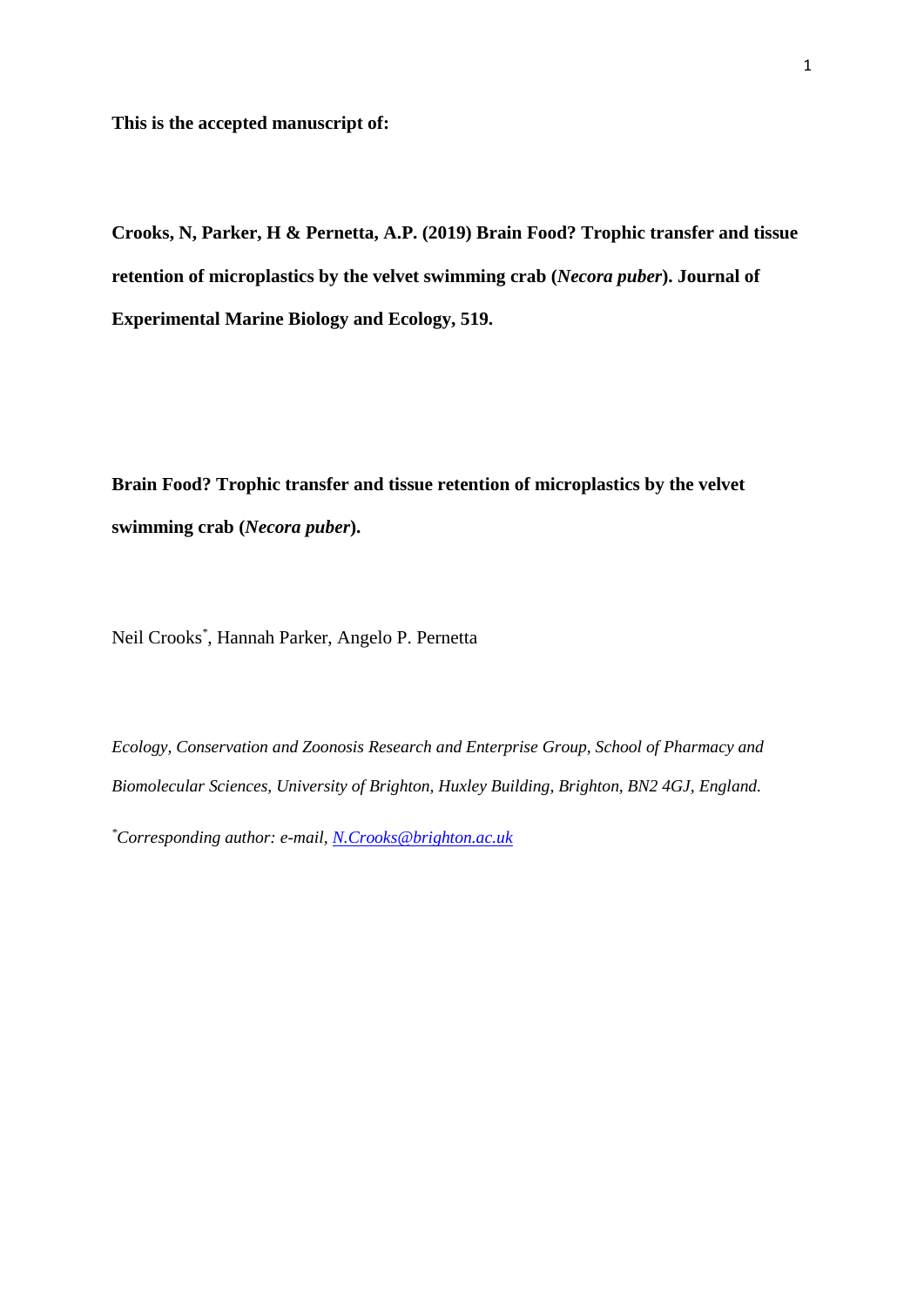**This is the accepted manuscript of:**

**Crooks, N, Parker, H & Pernetta, A.P. (2019) Brain Food? Trophic transfer and tissue retention of microplastics by the velvet swimming crab (*Necora puber*). Journal of Experimental Marine Biology and Ecology, 519.**

# Brain Food? Trophic transfer and tissue retention of microplastics by the velvet swimming crab (*Necora puber*).

Neil Crooks*, Hannah Parker, Angelo P. Pernetta

*Ecology, Conservation and Zoonosis Research and Enterprise Group, School of Pharmacy and Biomolecular Sciences, University of Brighton, Huxley Building, Brighton, BN2 4GJ, England.*

*\*Corresponding author: e-mail, N.Crooks@brighton.ac.uk*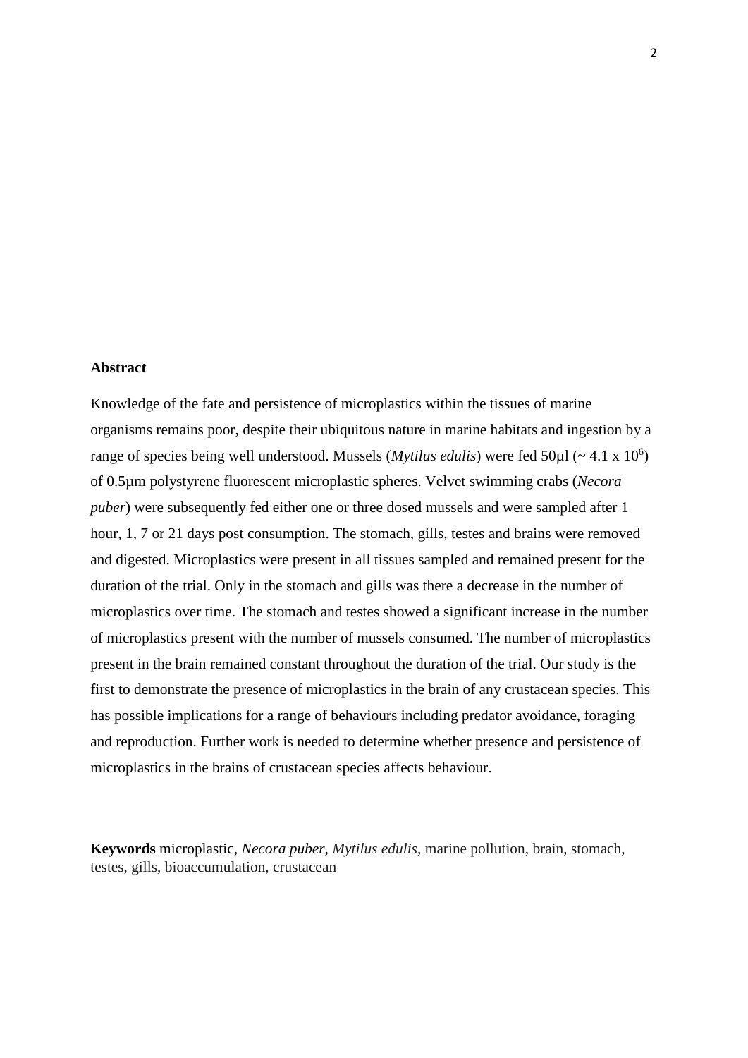**Abstract**

Knowledge of the fate and persistence of microplastics within the tissues of marine organisms remains poor, despite their ubiquitous nature in marine habitats and ingestion by a range of species being well understood. Mussels (*Mytilus edulis*) were fed 50µl (~ 4.1 x $10^6$) of 0.5µm polystyrene fluorescent microplastic spheres. Velvet swimming crabs (*Necora puber*) were subsequently fed either one or three dosed mussels and were sampled after 1 hour, 1, 7 or 21 days post consumption. The stomach, gills, testes and brains were removed and digested. Microplastics were present in all tissues sampled and remained present for the duration of the trial. Only in the stomach and gills was there a decrease in the number of microplastics over time. The stomach and testes showed a significant increase in the number of microplastics present with the number of mussels consumed. The number of microplastics present in the brain remained constant throughout the duration of the trial. Our study is the first to demonstrate the presence of microplastics in the brain of any crustacean species. This has possible implications for a range of behaviours including predator avoidance, foraging and reproduction. Further work is needed to determine whether presence and persistence of microplastics in the brains of crustacean species affects behaviour.

**Keywords** microplastic, *Necora puber*, *Mytilus edulis,* marine pollution, brain, stomach, testes, gills, bioaccumulation, crustacean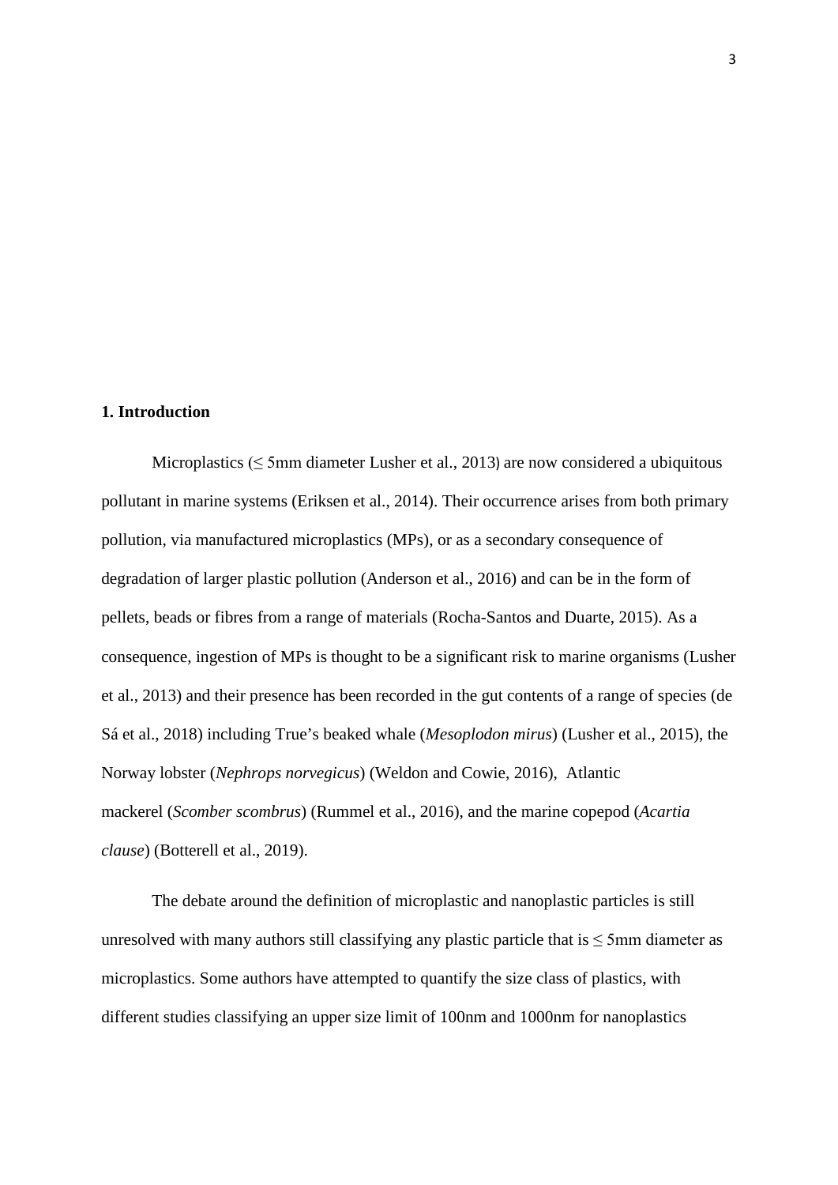## 1. Introduction

Microplastics (≤ 5mm diameter Lusher et al., 2013) are now considered a ubiquitous pollutant in marine systems (Eriksen et al., 2014). Their occurrence arises from both primary pollution, via manufactured microplastics (MPs), or as a secondary consequence of degradation of larger plastic pollution (Anderson et al., 2016) and can be in the form of pellets, beads or fibres from a range of materials (Rocha-Santos and Duarte, 2015). As a consequence, ingestion of MPs is thought to be a significant risk to marine organisms (Lusher et al., 2013) and their presence has been recorded in the gut contents of a range of species (de Sá et al., 2018) including True's beaked whale (*Mesoplodon mirus*) (Lusher et al., 2015), the Norway lobster (*Nephrops norvegicus*) (Weldon and Cowie, 2016), Atlantic mackerel (*Scomber scombrus*) (Rummel et al., 2016), and the marine copepod (*Acartia clause*) (Botterell et al., 2019).

The debate around the definition of microplastic and nanoplastic particles is still unresolved with many authors still classifying any plastic particle that is ≤ 5mm diameter as microplastics. Some authors have attempted to quantify the size class of plastics, with different studies classifying an upper size limit of 100nm and 1000nm for nanoplastics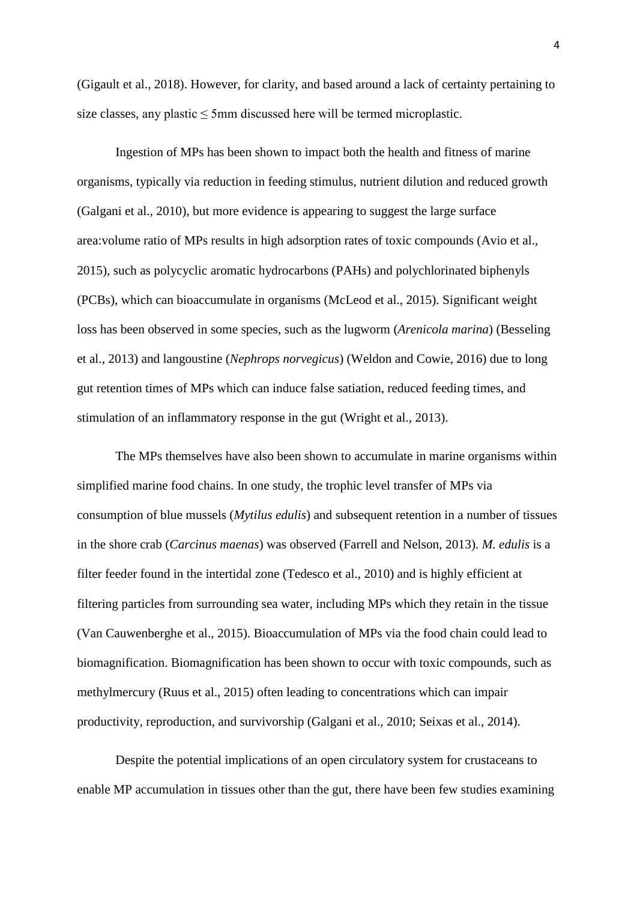(Gigault et al., 2018). However, for clarity, and based around a lack of certainty pertaining to size classes, any plastic ≤ 5mm discussed here will be termed microplastic.

Ingestion of MPs has been shown to impact both the health and fitness of marine organisms, typically via reduction in feeding stimulus, nutrient dilution and reduced growth (Galgani et al., 2010), but more evidence is appearing to suggest the large surface area:volume ratio of MPs results in high adsorption rates of toxic compounds (Avio et al., 2015), such as polycyclic aromatic hydrocarbons (PAHs) and polychlorinated biphenyls (PCBs), which can bioaccumulate in organisms (McLeod et al., 2015). Significant weight loss has been observed in some species, such as the lugworm (*Arenicola marina*) (Besseling et al., 2013) and langoustine (*Nephrops norvegicus*) (Weldon and Cowie, 2016) due to long gut retention times of MPs which can induce false satiation, reduced feeding times, and stimulation of an inflammatory response in the gut (Wright et al., 2013).

The MPs themselves have also been shown to accumulate in marine organisms within simplified marine food chains. In one study, the trophic level transfer of MPs via consumption of blue mussels (*Mytilus edulis*) and subsequent retention in a number of tissues in the shore crab (*Carcinus maenas*) was observed (Farrell and Nelson, 2013). *M. edulis* is a filter feeder found in the intertidal zone (Tedesco et al., 2010) and is highly efficient at filtering particles from surrounding sea water, including MPs which they retain in the tissue (Van Cauwenberghe et al., 2015). Bioaccumulation of MPs via the food chain could lead to biomagnification. Biomagnification has been shown to occur with toxic compounds, such as methylmercury (Ruus et al., 2015) often leading to concentrations which can impair productivity, reproduction, and survivorship (Galgani et al., 2010; Seixas et al., 2014).

Despite the potential implications of an open circulatory system for crustaceans to enable MP accumulation in tissues other than the gut, there have been few studies examining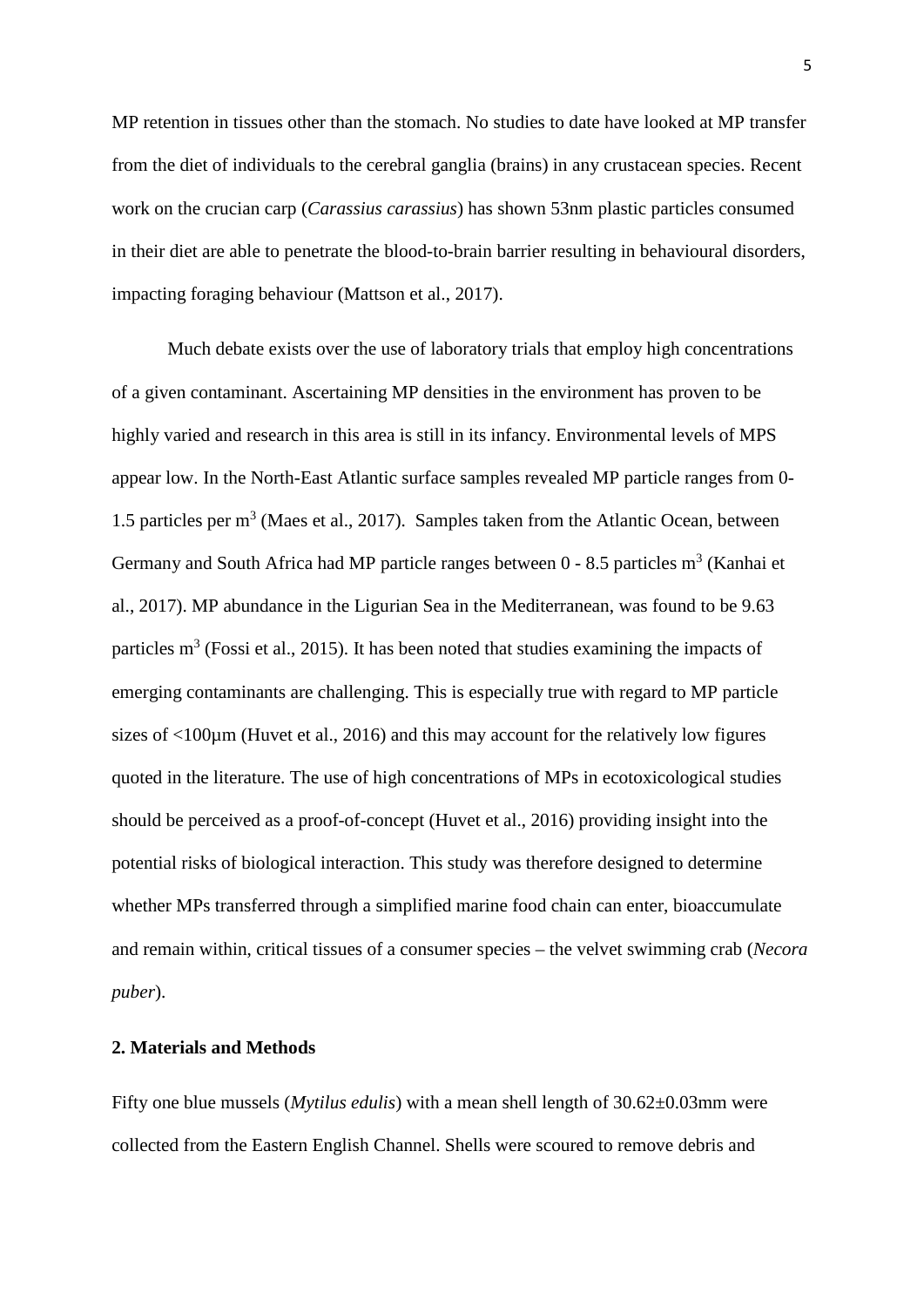MP retention in tissues other than the stomach. No studies to date have looked at MP transfer from the diet of individuals to the cerebral ganglia (brains) in any crustacean species. Recent work on the crucian carp (*Carassius carassius*) has shown 53nm plastic particles consumed in their diet are able to penetrate the blood-to-brain barrier resulting in behavioural disorders, impacting foraging behaviour (Mattson et al., 2017).

Much debate exists over the use of laboratory trials that employ high concentrations of a given contaminant. Ascertaining MP densities in the environment has proven to be highly varied and research in this area is still in its infancy. Environmental levels of MPS appear low. In the North-East Atlantic surface samples revealed MP particle ranges from 0-1.5 particles per $m^3$ (Maes et al., 2017). Samples taken from the Atlantic Ocean, between Germany and South Africa had MP particle ranges between 0 - 8.5 particles $m^3$ (Kanhai et al., 2017). MP abundance in the Ligurian Sea in the Mediterranean, was found to be 9.63 particles $m^3$ (Fossi et al., 2015). It has been noted that studies examining the impacts of emerging contaminants are challenging. This is especially true with regard to MP particle sizes of <100µm (Huvet et al., 2016) and this may account for the relatively low figures quoted in the literature. The use of high concentrations of MPs in ecotoxicological studies should be perceived as a proof-of-concept (Huvet et al., 2016) providing insight into the potential risks of biological interaction. This study was therefore designed to determine whether MPs transferred through a simplified marine food chain can enter, bioaccumulate and remain within, critical tissues of a consumer species – the velvet swimming crab (*Necora puber*).

## 2. Materials and Methods

Fifty one blue mussels (*Mytilus edulis*) with a mean shell length of 30.62±0.03mm were collected from the Eastern English Channel. Shells were scoured to remove debris and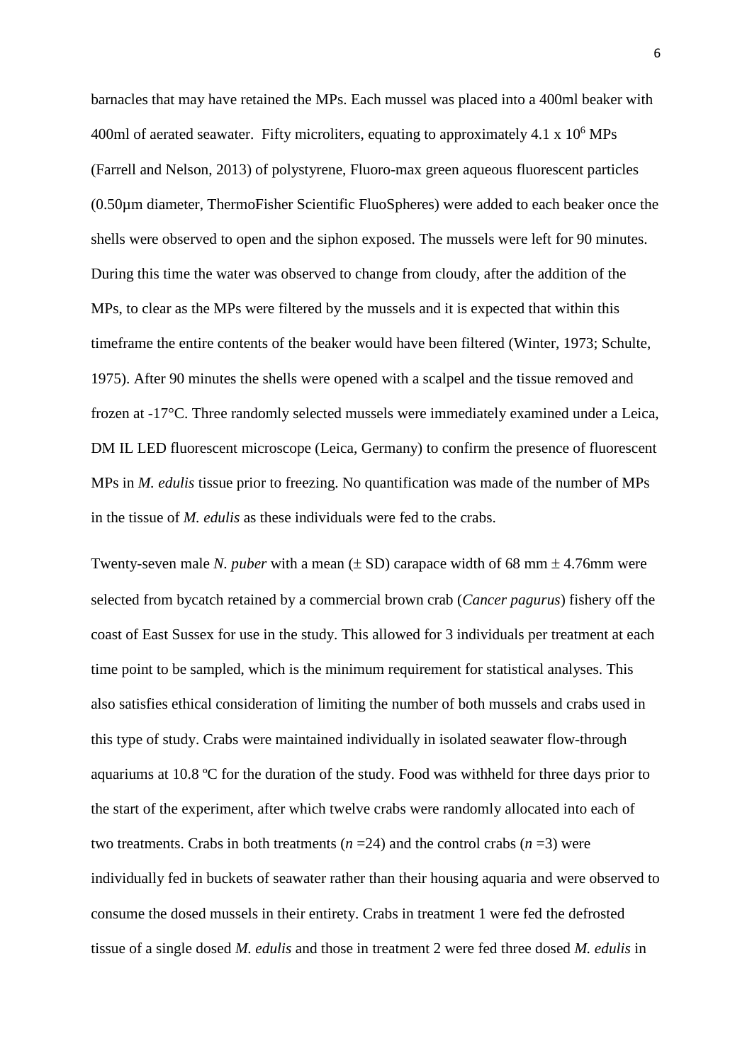barnacles that may have retained the MPs. Each mussel was placed into a 400ml beaker with 400ml of aerated seawater. Fifty microliters, equating to approximately 4.1 x $10^6$ MPs (Farrell and Nelson, 2013) of polystyrene, Fluoro-max green aqueous fluorescent particles (0.50µm diameter, ThermoFisher Scientific FluoSpheres) were added to each beaker once the shells were observed to open and the siphon exposed. The mussels were left for 90 minutes. During this time the water was observed to change from cloudy, after the addition of the MPs, to clear as the MPs were filtered by the mussels and it is expected that within this timeframe the entire contents of the beaker would have been filtered (Winter, 1973; Schulte, 1975). After 90 minutes the shells were opened with a scalpel and the tissue removed and frozen at -17°C. Three randomly selected mussels were immediately examined under a Leica, DM IL LED fluorescent microscope (Leica, Germany) to confirm the presence of fluorescent MPs in *M. edulis* tissue prior to freezing. No quantification was made of the number of MPs in the tissue of *M. edulis* as these individuals were fed to the crabs.

Twenty-seven male *N. puber* with a mean (± SD) carapace width of 68 mm ± 4.76mm were selected from bycatch retained by a commercial brown crab (*Cancer pagurus*) fishery off the coast of East Sussex for use in the study. This allowed for 3 individuals per treatment at each time point to be sampled, which is the minimum requirement for statistical analyses. This also satisfies ethical consideration of limiting the number of both mussels and crabs used in this type of study. Crabs were maintained individually in isolated seawater flow-through aquariums at 10.8 ºC for the duration of the study. Food was withheld for three days prior to the start of the experiment, after which twelve crabs were randomly allocated into each of two treatments. Crabs in both treatments ($n$ =24) and the control crabs ($n$ =3) were individually fed in buckets of seawater rather than their housing aquaria and were observed to consume the dosed mussels in their entirety. Crabs in treatment 1 were fed the defrosted tissue of a single dosed *M. edulis* and those in treatment 2 were fed three dosed *M. edulis* in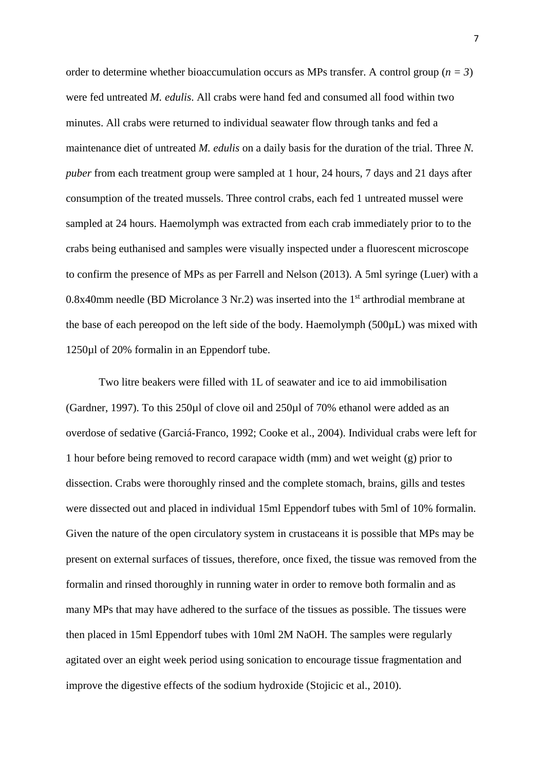order to determine whether bioaccumulation occurs as MPs transfer. A control group (*n = 3*) were fed untreated *M. edulis*. All crabs were hand fed and consumed all food within two minutes. All crabs were returned to individual seawater flow through tanks and fed a maintenance diet of untreated *M. edulis* on a daily basis for the duration of the trial. Three *N. puber* from each treatment group were sampled at 1 hour, 24 hours, 7 days and 21 days after consumption of the treated mussels. Three control crabs, each fed 1 untreated mussel were sampled at 24 hours. Haemolymph was extracted from each crab immediately prior to to the crabs being euthanised and samples were visually inspected under a fluorescent microscope to confirm the presence of MPs as per Farrell and Nelson (2013). A 5ml syringe (Luer) with a 0.8x40mm needle (BD Microlance 3 Nr.2) was inserted into the 1st arthrodial membrane at the base of each pereopod on the left side of the body. Haemolymph (500µL) was mixed with 1250µl of 20% formalin in an Eppendorf tube.

Two litre beakers were filled with 1L of seawater and ice to aid immobilisation (Gardner, 1997). To this 250µl of clove oil and 250µl of 70% ethanol were added as an overdose of sedative (Garciá-Franco, 1992; Cooke et al., 2004). Individual crabs were left for 1 hour before being removed to record carapace width (mm) and wet weight (g) prior to dissection. Crabs were thoroughly rinsed and the complete stomach, brains, gills and testes were dissected out and placed in individual 15ml Eppendorf tubes with 5ml of 10% formalin. Given the nature of the open circulatory system in crustaceans it is possible that MPs may be present on external surfaces of tissues, therefore, once fixed, the tissue was removed from the formalin and rinsed thoroughly in running water in order to remove both formalin and as many MPs that may have adhered to the surface of the tissues as possible. The tissues were then placed in 15ml Eppendorf tubes with 10ml 2M NaOH. The samples were regularly agitated over an eight week period using sonication to encourage tissue fragmentation and improve the digestive effects of the sodium hydroxide (Stojicic et al., 2010).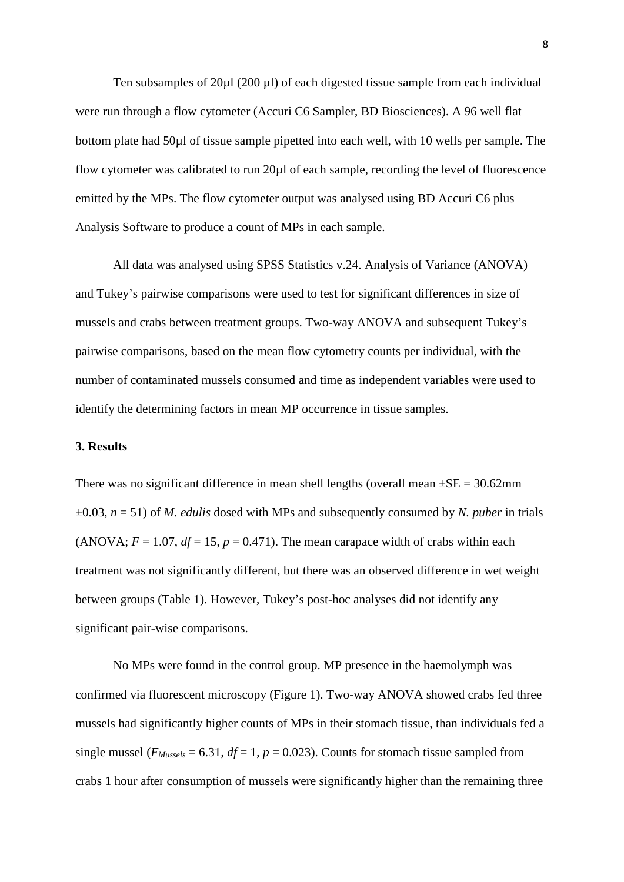Ten subsamples of 20µl (200 µl) of each digested tissue sample from each individual were run through a flow cytometer (Accuri C6 Sampler, BD Biosciences). A 96 well flat bottom plate had 50µl of tissue sample pipetted into each well, with 10 wells per sample. The flow cytometer was calibrated to run 20µl of each sample, recording the level of fluorescence emitted by the MPs. The flow cytometer output was analysed using BD Accuri C6 plus Analysis Software to produce a count of MPs in each sample.

All data was analysed using SPSS Statistics v.24. Analysis of Variance (ANOVA) and Tukey's pairwise comparisons were used to test for significant differences in size of mussels and crabs between treatment groups. Two-way ANOVA and subsequent Tukey's pairwise comparisons, based on the mean flow cytometry counts per individual, with the number of contaminated mussels consumed and time as independent variables were used to identify the determining factors in mean MP occurrence in tissue samples.

## 3. Results

There was no significant difference in mean shell lengths (overall mean ±SE = 30.62mm ±0.03, $n = 51$) of *M. edulis* dosed with MPs and subsequently consumed by *N. puber* in trials (ANOVA; $F = 1.07$, $df = 15$, $p = 0.471$). The mean carapace width of crabs within each treatment was not significantly different, but there was an observed difference in wet weight between groups (Table 1). However, Tukey's post-hoc analyses did not identify any significant pair-wise comparisons.

No MPs were found in the control group. MP presence in the haemolymph was confirmed via fluorescent microscopy (Figure 1). Two-way ANOVA showed crabs fed three mussels had significantly higher counts of MPs in their stomach tissue, than individuals fed a single mussel ($F_{Mussels} = 6.31$, $df = 1$, $p = 0.023$). Counts for stomach tissue sampled from crabs 1 hour after consumption of mussels were significantly higher than the remaining three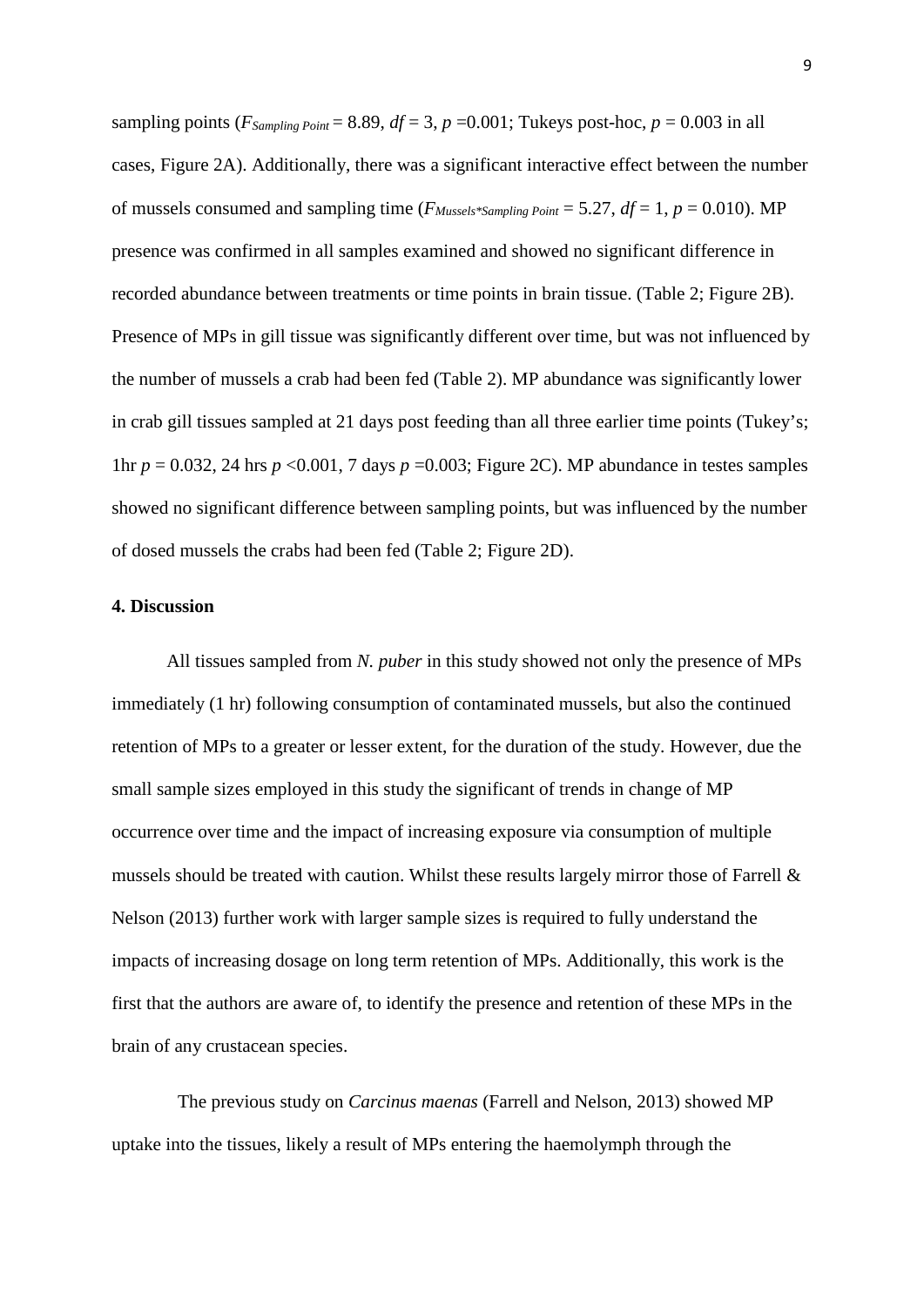sampling points ($F_{Sampling\ Point} = 8.89$, $df = 3$, $p = 0.001$; Tukeys post-hoc, $p = 0.003$ in all cases, Figure 2A). Additionally, there was a significant interactive effect between the number of mussels consumed and sampling time ($F_{Mussels*Sampling\ Point} = 5.27$, $df = 1$, $p = 0.010$). MP presence was confirmed in all samples examined and showed no significant difference in recorded abundance between treatments or time points in brain tissue. (Table 2; Figure 2B). Presence of MPs in gill tissue was significantly different over time, but was not influenced by the number of mussels a crab had been fed (Table 2). MP abundance was significantly lower in crab gill tissues sampled at 21 days post feeding than all three earlier time points (Tukey's; 1hr $p = 0.032$, 24 hrs $p < 0.001$, 7 days $p = 0.003$; Figure 2C). MP abundance in testes samples showed no significant difference between sampling points, but was influenced by the number of dosed mussels the crabs had been fed (Table 2; Figure 2D).

## 4. Discussion

All tissues sampled from *N. puber* in this study showed not only the presence of MPs immediately (1 hr) following consumption of contaminated mussels, but also the continued retention of MPs to a greater or lesser extent, for the duration of the study. However, due the small sample sizes employed in this study the significant of trends in change of MP occurrence over time and the impact of increasing exposure via consumption of multiple mussels should be treated with caution. Whilst these results largely mirror those of Farrell & Nelson (2013) further work with larger sample sizes is required to fully understand the impacts of increasing dosage on long term retention of MPs. Additionally, this work is the first that the authors are aware of, to identify the presence and retention of these MPs in the brain of any crustacean species.

The previous study on *Carcinus maenas* (Farrell and Nelson, 2013) showed MP uptake into the tissues, likely a result of MPs entering the haemolymph through the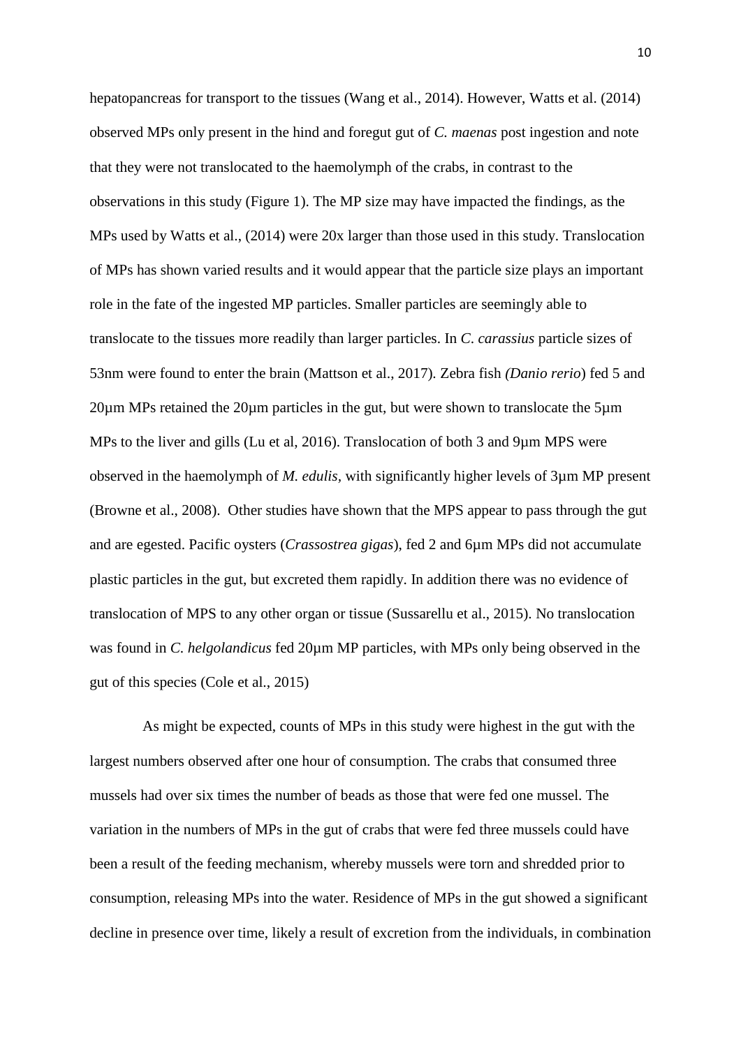hepatopancreas for transport to the tissues (Wang et al., 2014). However, Watts et al. (2014) observed MPs only present in the hind and foregut gut of *C. maenas* post ingestion and note that they were not translocated to the haemolymph of the crabs, in contrast to the observations in this study (Figure 1). The MP size may have impacted the findings, as the MPs used by Watts et al., (2014) were 20x larger than those used in this study. Translocation of MPs has shown varied results and it would appear that the particle size plays an important role in the fate of the ingested MP particles. Smaller particles are seemingly able to translocate to the tissues more readily than larger particles. In *C. carassius* particle sizes of 53nm were found to enter the brain (Mattson et al., 2017). Zebra fish *(Danio rerio*) fed 5 and 20µm MPs retained the 20µm particles in the gut, but were shown to translocate the 5µm MPs to the liver and gills (Lu et al, 2016). Translocation of both 3 and 9µm MPS were observed in the haemolymph of *M. edulis*, with significantly higher levels of 3µm MP present (Browne et al., 2008). Other studies have shown that the MPS appear to pass through the gut and are egested. Pacific oysters (*Crassostrea gigas*), fed 2 and 6µm MPs did not accumulate plastic particles in the gut, but excreted them rapidly. In addition there was no evidence of translocation of MPS to any other organ or tissue (Sussarellu et al., 2015). No translocation was found in *C. helgolandicus* fed 20µm MP particles, with MPs only being observed in the gut of this species (Cole et al., 2015)

As might be expected, counts of MPs in this study were highest in the gut with the largest numbers observed after one hour of consumption. The crabs that consumed three mussels had over six times the number of beads as those that were fed one mussel. The variation in the numbers of MPs in the gut of crabs that were fed three mussels could have been a result of the feeding mechanism, whereby mussels were torn and shredded prior to consumption, releasing MPs into the water. Residence of MPs in the gut showed a significant decline in presence over time, likely a result of excretion from the individuals, in combination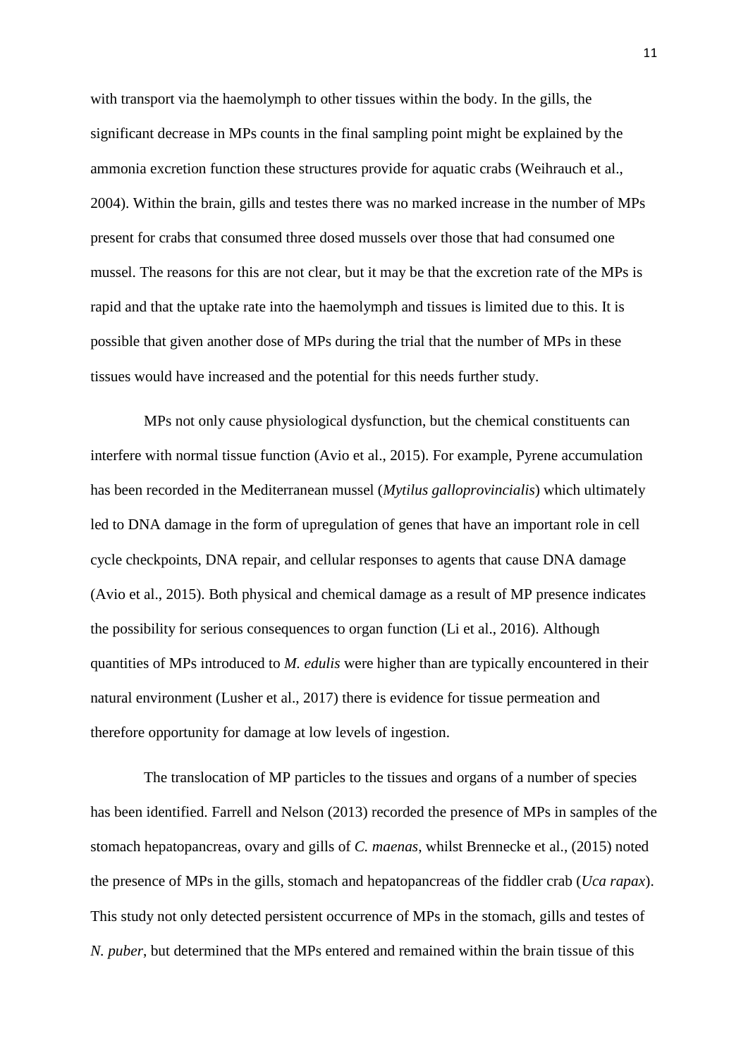with transport via the haemolymph to other tissues within the body. In the gills, the significant decrease in MPs counts in the final sampling point might be explained by the ammonia excretion function these structures provide for aquatic crabs (Weihrauch et al., 2004). Within the brain, gills and testes there was no marked increase in the number of MPs present for crabs that consumed three dosed mussels over those that had consumed one mussel. The reasons for this are not clear, but it may be that the excretion rate of the MPs is rapid and that the uptake rate into the haemolymph and tissues is limited due to this. It is possible that given another dose of MPs during the trial that the number of MPs in these tissues would have increased and the potential for this needs further study.

MPs not only cause physiological dysfunction, but the chemical constituents can interfere with normal tissue function (Avio et al., 2015). For example, Pyrene accumulation has been recorded in the Mediterranean mussel (*Mytilus galloprovincialis*) which ultimately led to DNA damage in the form of upregulation of genes that have an important role in cell cycle checkpoints, DNA repair, and cellular responses to agents that cause DNA damage (Avio et al., 2015). Both physical and chemical damage as a result of MP presence indicates the possibility for serious consequences to organ function (Li et al., 2016). Although quantities of MPs introduced to *M. edulis* were higher than are typically encountered in their natural environment (Lusher et al., 2017) there is evidence for tissue permeation and therefore opportunity for damage at low levels of ingestion.

The translocation of MP particles to the tissues and organs of a number of species has been identified. Farrell and Nelson (2013) recorded the presence of MPs in samples of the stomach hepatopancreas, ovary and gills of *C. maenas*, whilst Brennecke et al., (2015) noted the presence of MPs in the gills, stomach and hepatopancreas of the fiddler crab (*Uca rapax*). This study not only detected persistent occurrence of MPs in the stomach, gills and testes of *N. puber*, but determined that the MPs entered and remained within the brain tissue of this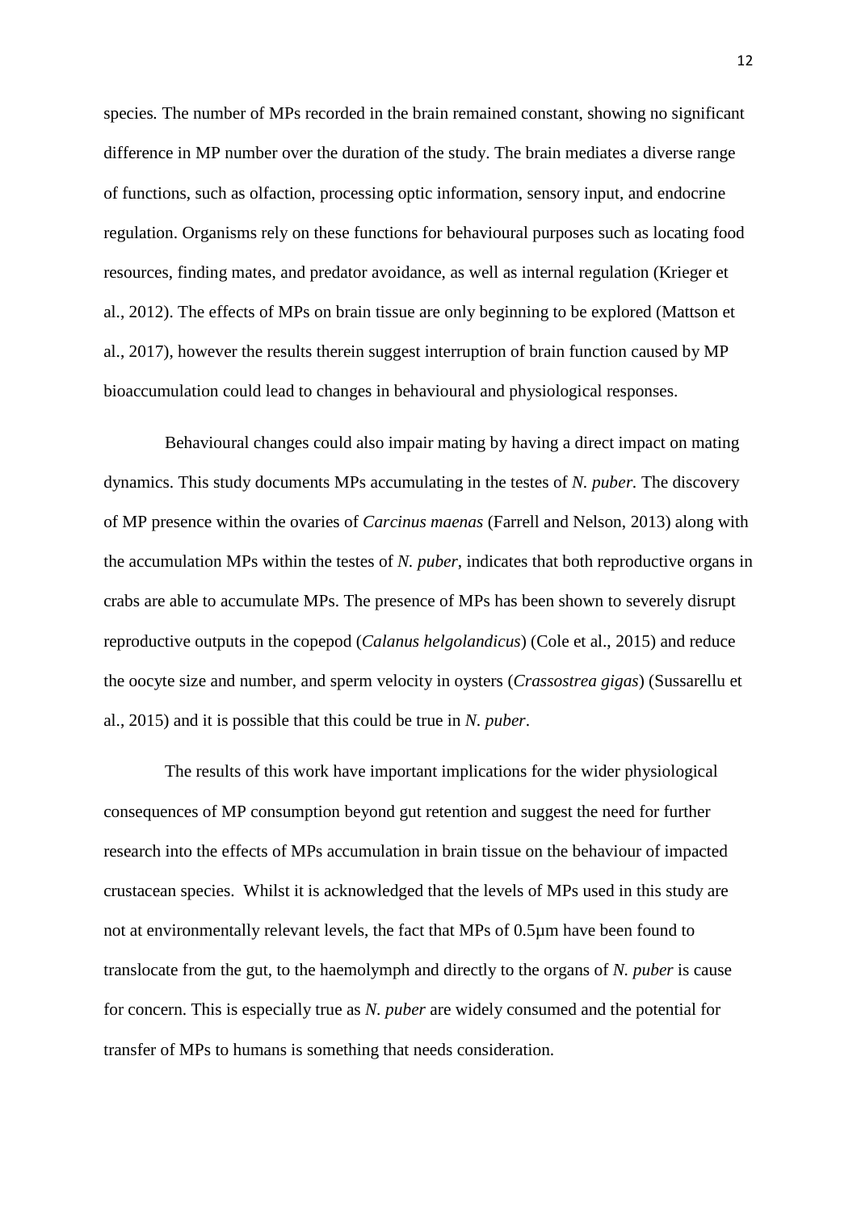species. The number of MPs recorded in the brain remained constant, showing no significant difference in MP number over the duration of the study. The brain mediates a diverse range of functions, such as olfaction, processing optic information, sensory input, and endocrine regulation. Organisms rely on these functions for behavioural purposes such as locating food resources, finding mates, and predator avoidance, as well as internal regulation (Krieger et al., 2012). The effects of MPs on brain tissue are only beginning to be explored (Mattson et al., 2017), however the results therein suggest interruption of brain function caused by MP bioaccumulation could lead to changes in behavioural and physiological responses.

Behavioural changes could also impair mating by having a direct impact on mating dynamics. This study documents MPs accumulating in the testes of *N. puber.* The discovery of MP presence within the ovaries of *Carcinus maenas* (Farrell and Nelson, 2013) along with the accumulation MPs within the testes of *N. puber*, indicates that both reproductive organs in crabs are able to accumulate MPs. The presence of MPs has been shown to severely disrupt reproductive outputs in the copepod (*Calanus helgolandicus*) (Cole et al., 2015) and reduce the oocyte size and number, and sperm velocity in oysters (*Crassostrea gigas*) (Sussarellu et al., 2015) and it is possible that this could be true in *N. puber*.

The results of this work have important implications for the wider physiological consequences of MP consumption beyond gut retention and suggest the need for further research into the effects of MPs accumulation in brain tissue on the behaviour of impacted crustacean species. Whilst it is acknowledged that the levels of MPs used in this study are not at environmentally relevant levels, the fact that MPs of 0.5µm have been found to translocate from the gut, to the haemolymph and directly to the organs of *N. puber* is cause for concern. This is especially true as *N. puber* are widely consumed and the potential for transfer of MPs to humans is something that needs consideration.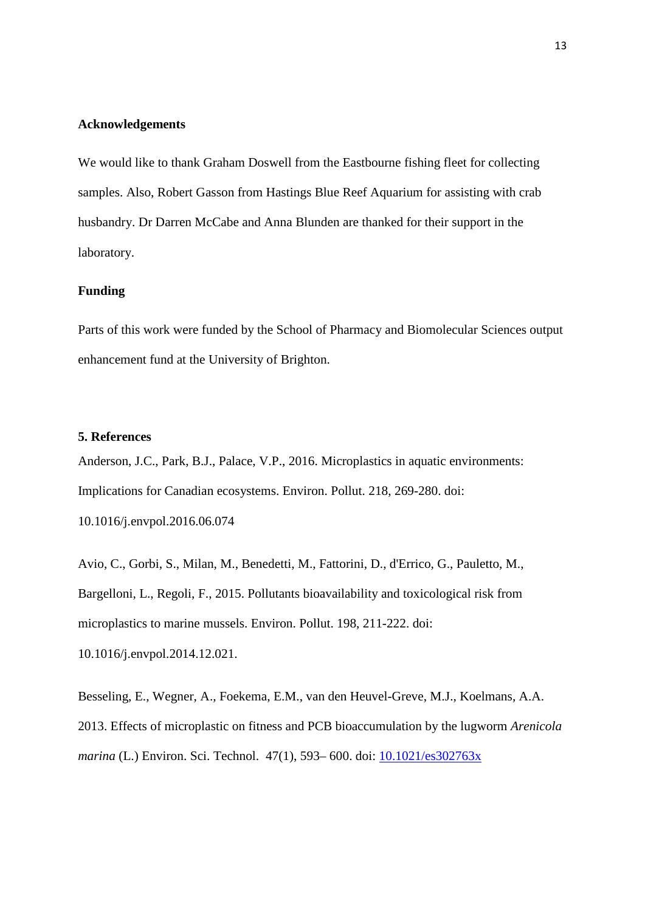**Acknowledgements**

We would like to thank Graham Doswell from the Eastbourne fishing fleet for collecting samples. Also, Robert Gasson from Hastings Blue Reef Aquarium for assisting with crab husbandry. Dr Darren McCabe and Anna Blunden are thanked for their support in the laboratory.

**Funding**

Parts of this work were funded by the School of Pharmacy and Biomolecular Sciences output enhancement fund at the University of Brighton.

## 5. References

Anderson, J.C., Park, B.J., Palace, V.P., 2016. Microplastics in aquatic environments: Implications for Canadian ecosystems. Environ. Pollut. 218, 269-280. doi: 10.1016/j.envpol.2016.06.074

Avio, C., Gorbi, S., Milan, M., Benedetti, M., Fattorini, D., d'Errico, G., Pauletto, M., Bargelloni, L., Regoli, F., 2015. Pollutants bioavailability and toxicological risk from microplastics to marine mussels. Environ. Pollut. 198, 211-222. doi: 10.1016/j.envpol.2014.12.021.

Besseling, E., Wegner, A., Foekema, E.M., van den Heuvel-Greve, M.J., Koelmans, A.A. 2013. Effects of microplastic on fitness and PCB bioaccumulation by the lugworm *Arenicola marina* (L.) Environ. Sci. Technol. 47(1), 593– 600. doi: 10.1021/es302763x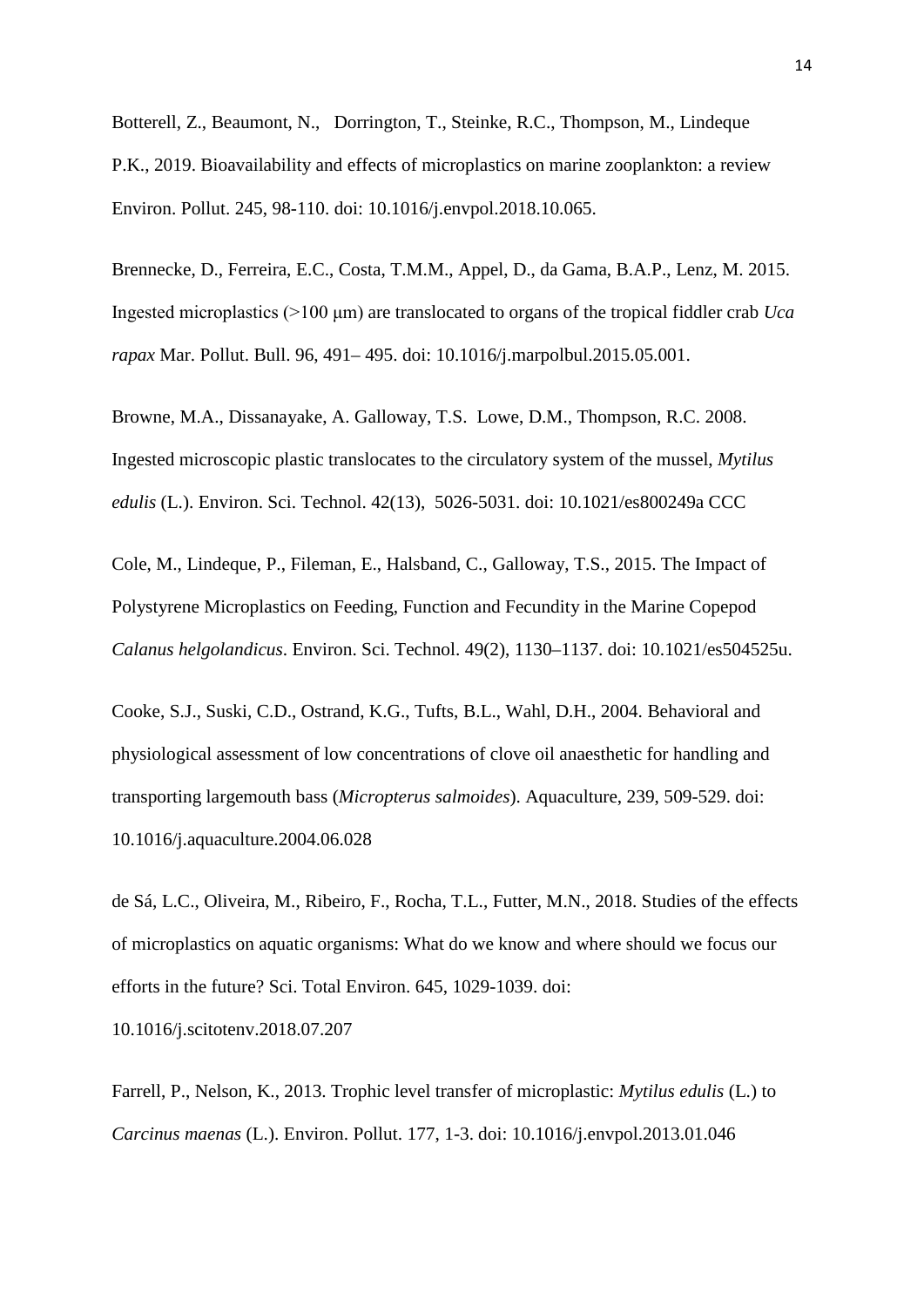Botterell, Z., Beaumont, N., Dorrington, T., Steinke, R.C., Thompson, M., Lindeque P.K., 2019. Bioavailability and effects of microplastics on marine zooplankton: a review Environ. Pollut. 245, 98-110. doi: 10.1016/j.envpol.2018.10.065.

Brennecke, D., Ferreira, E.C., Costa, T.M.M., Appel, D., da Gama, B.A.P., Lenz, M. 2015. Ingested microplastics (>100 μm) are translocated to organs of the tropical fiddler crab *Uca rapax* Mar. Pollut. Bull. 96, 491– 495. doi: 10.1016/j.marpolbul.2015.05.001.

Browne, M.A., Dissanayake, A. Galloway, T.S. Lowe, D.M., Thompson, R.C. 2008. Ingested microscopic plastic translocates to the circulatory system of the mussel, *Mytilus edulis* (L.). Environ. Sci. Technol. 42(13), 5026-5031. doi: 10.1021/es800249a CCC

Cole, M., Lindeque, P., Fileman, E., Halsband, C., Galloway, T.S., 2015. The Impact of Polystyrene Microplastics on Feeding, Function and Fecundity in the Marine Copepod *Calanus helgolandicus*. Environ. Sci. Technol. 49(2), 1130–1137. doi: 10.1021/es504525u.

Cooke, S.J., Suski, C.D., Ostrand, K.G., Tufts, B.L., Wahl, D.H., 2004. Behavioral and physiological assessment of low concentrations of clove oil anaesthetic for handling and transporting largemouth bass (*Micropterus salmoides*). Aquaculture, 239, 509-529. doi: 10.1016/j.aquaculture.2004.06.028

de Sá, L.C., Oliveira, M., Ribeiro, F., Rocha, T.L., Futter, M.N., 2018. Studies of the effects of microplastics on aquatic organisms: What do we know and where should we focus our efforts in the future? Sci. Total Environ. 645, 1029-1039. doi: 10.1016/j.scitotenv.2018.07.207

Farrell, P., Nelson, K., 2013. Trophic level transfer of microplastic: *Mytilus edulis* (L.) to *Carcinus maenas* (L.). Environ. Pollut. 177, 1-3. doi: 10.1016/j.envpol.2013.01.046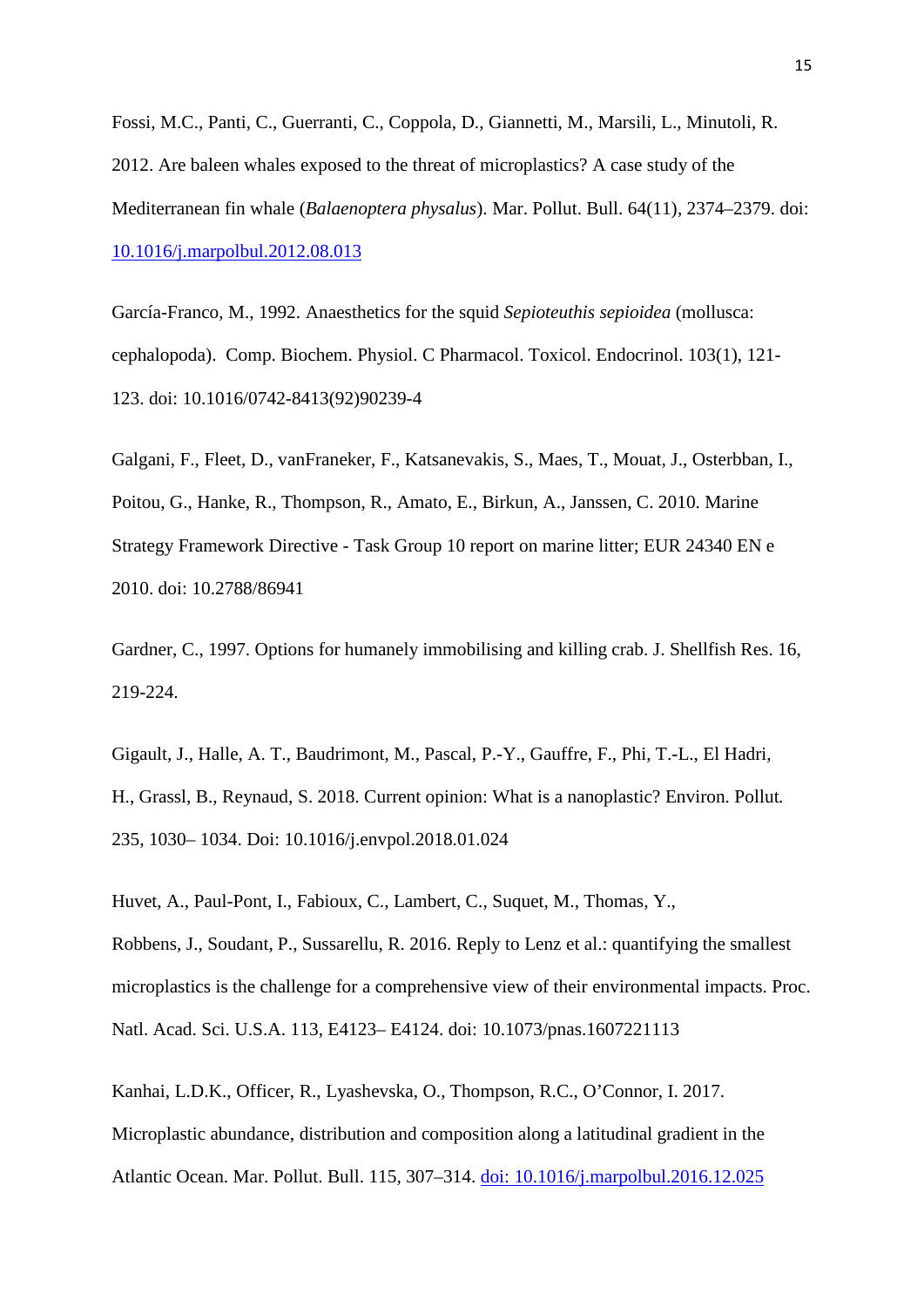Fossi, M.C., Panti, C., Guerranti, C., Coppola, D., Giannetti, M., Marsili, L., Minutoli, R. 2012. Are baleen whales exposed to the threat of microplastics? A case study of the Mediterranean fin whale (*Balaenoptera physalus*). Mar. Pollut. Bull. 64(11), 2374–2379. doi: 10.1016/j.marpolbul.2012.08.013

García-Franco, M., 1992. Anaesthetics for the squid *Sepioteuthis sepioidea* (mollusca: cephalopoda). Comp. Biochem. Physiol. C Pharmacol. Toxicol. Endocrinol. 103(1), 121-123. doi: 10.1016/0742-8413(92)90239-4

Galgani, F., Fleet, D., vanFraneker, F., Katsanevakis, S., Maes, T., Mouat, J., Osterbban, I., Poitou, G., Hanke, R., Thompson, R., Amato, E., Birkun, A., Janssen, C. 2010. Marine Strategy Framework Directive - Task Group 10 report on marine litter; EUR 24340 EN e 2010. doi: 10.2788/86941

Gardner, C., 1997. Options for humanely immobilising and killing crab. J. Shellfish Res. 16, 219-224.

Gigault, J., Halle, A. T., Baudrimont, M., Pascal, P.-Y., Gauffre, F., Phi, T.-L., El Hadri, H., Grassl, B., Reynaud, S. 2018. Current opinion: What is a nanoplastic? Environ. Pollut. 235, 1030– 1034. Doi: 10.1016/j.envpol.2018.01.024

Huvet, A., Paul-Pont, I., Fabioux, C., Lambert, C., Suquet, M., Thomas, Y., Robbens, J., Soudant, P., Sussarellu, R. 2016. Reply to Lenz et al.: quantifying the smallest microplastics is the challenge for a comprehensive view of their environmental impacts. Proc. Natl. Acad. Sci. U.S.A. 113, E4123– E4124. doi: 10.1073/pnas.1607221113

Kanhai, L.D.K., Officer, R., Lyashevska, O., Thompson, R.C., O'Connor, I. 2017. Microplastic abundance, distribution and composition along a latitudinal gradient in the Atlantic Ocean. Mar. Pollut. Bull. 115, 307–314. doi: 10.1016/j.marpolbul.2016.12.025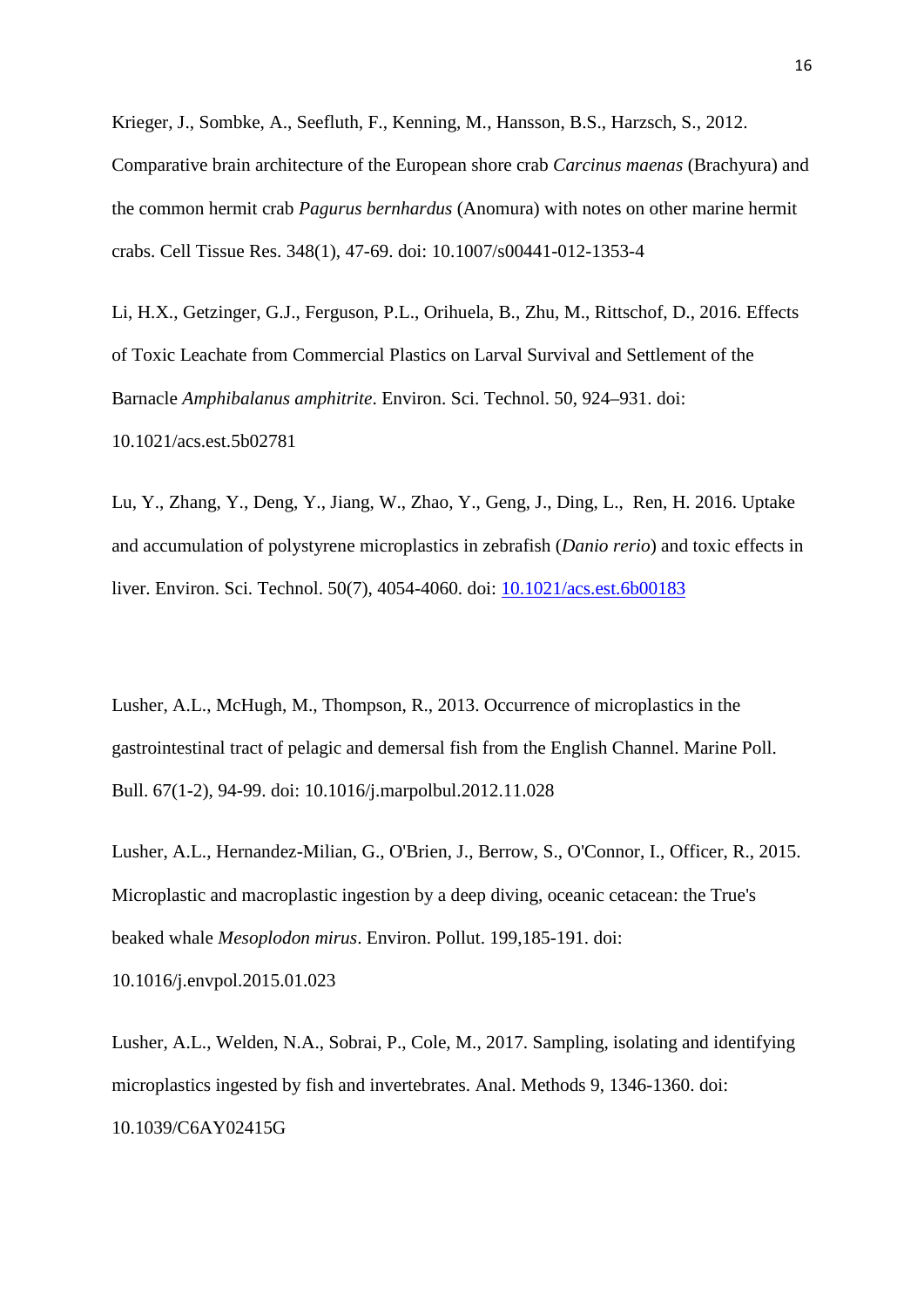Krieger, J., Sombke, A., Seefluth, F., Kenning, M., Hansson, B.S., Harzsch, S., 2012. Comparative brain architecture of the European shore crab *Carcinus maenas* (Brachyura) and the common hermit crab *Pagurus bernhardus* (Anomura) with notes on other marine hermit crabs. Cell Tissue Res. 348(1), 47-69. doi: 10.1007/s00441-012-1353-4

Li, H.X., Getzinger, G.J., Ferguson, P.L., Orihuela, B., Zhu, M., Rittschof, D., 2016. Effects of Toxic Leachate from Commercial Plastics on Larval Survival and Settlement of the Barnacle *Amphibalanus amphitrite*. Environ. Sci. Technol. 50, 924–931. doi: 10.1021/acs.est.5b02781

Lu, Y., Zhang, Y., Deng, Y., Jiang, W., Zhao, Y., Geng, J., Ding, L., Ren, H. 2016. Uptake and accumulation of polystyrene microplastics in zebrafish (*Danio rerio*) and toxic effects in liver. Environ. Sci. Technol. 50(7), 4054-4060. doi: [10.1021/acs.est.6b00183](https://doi.org/10.1021/acs.est.6b00183)

Lusher, A.L., McHugh, M., Thompson, R., 2013. Occurrence of microplastics in the gastrointestinal tract of pelagic and demersal fish from the English Channel. Marine Poll. Bull. 67(1-2), 94-99. doi: 10.1016/j.marpolbul.2012.11.028

Lusher, A.L., Hernandez-Milian, G., O'Brien, J., Berrow, S., O'Connor, I., Officer, R., 2015. Microplastic and macroplastic ingestion by a deep diving, oceanic cetacean: the True's beaked whale *Mesoplodon mirus*. Environ. Pollut. 199,185-191. doi: 10.1016/j.envpol.2015.01.023

Lusher, A.L., Welden, N.A., Sobrai, P., Cole, M., 2017. Sampling, isolating and identifying microplastics ingested by fish and invertebrates. Anal. Methods 9, 1346-1360. doi: 10.1039/C6AY02415G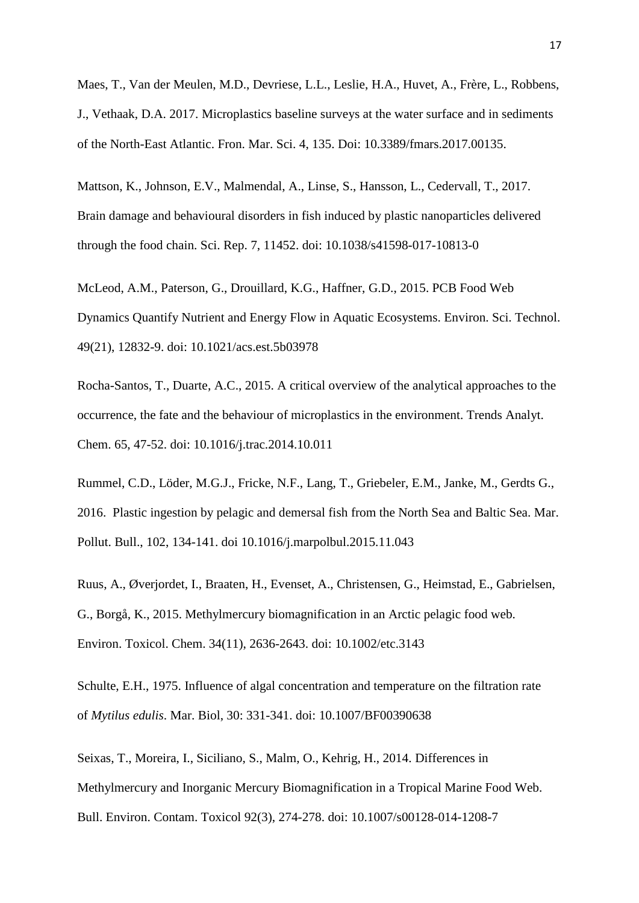Maes, T., Van der Meulen, M.D., Devriese, L.L., Leslie, H.A., Huvet, A., Frère, L., Robbens, J., Vethaak, D.A. 2017. Microplastics baseline surveys at the water surface and in sediments of the North-East Atlantic. Fron. Mar. Sci. 4, 135. Doi: 10.3389/fmars.2017.00135.

Mattson, K., Johnson, E.V., Malmendal, A., Linse, S., Hansson, L., Cedervall, T., 2017. Brain damage and behavioural disorders in fish induced by plastic nanoparticles delivered through the food chain. Sci. Rep. 7, 11452. doi: 10.1038/s41598-017-10813-0

McLeod, A.M., Paterson, G., Drouillard, K.G., Haffner, G.D., 2015. PCB Food Web Dynamics Quantify Nutrient and Energy Flow in Aquatic Ecosystems. Environ. Sci. Technol. 49(21), 12832-9. doi: 10.1021/acs.est.5b03978

Rocha-Santos, T., Duarte, A.C., 2015. A critical overview of the analytical approaches to the occurrence, the fate and the behaviour of microplastics in the environment. Trends Analyt. Chem. 65, 47-52. doi: 10.1016/j.trac.2014.10.011

Rummel, C.D., Löder, M.G.J., Fricke, N.F., Lang, T., Griebeler, E.M., Janke, M., Gerdts G., 2016. Plastic ingestion by pelagic and demersal fish from the North Sea and Baltic Sea. Mar. Pollut. Bull., 102, 134-141. doi 10.1016/j.marpolbul.2015.11.043

Ruus, A., Øverjordet, I., Braaten, H., Evenset, A., Christensen, G., Heimstad, E., Gabrielsen, G., Borgå, K., 2015. Methylmercury biomagnification in an Arctic pelagic food web. Environ. Toxicol. Chem. 34(11), 2636-2643. doi: 10.1002/etc.3143

Schulte, E.H., 1975. Influence of algal concentration and temperature on the filtration rate of *Mytilus edulis*. Mar. Biol, 30: 331-341. doi: 10.1007/BF00390638

Seixas, T., Moreira, I., Siciliano, S., Malm, O., Kehrig, H., 2014. Differences in Methylmercury and Inorganic Mercury Biomagnification in a Tropical Marine Food Web. Bull. Environ. Contam. Toxicol 92(3), 274-278. doi: 10.1007/s00128-014-1208-7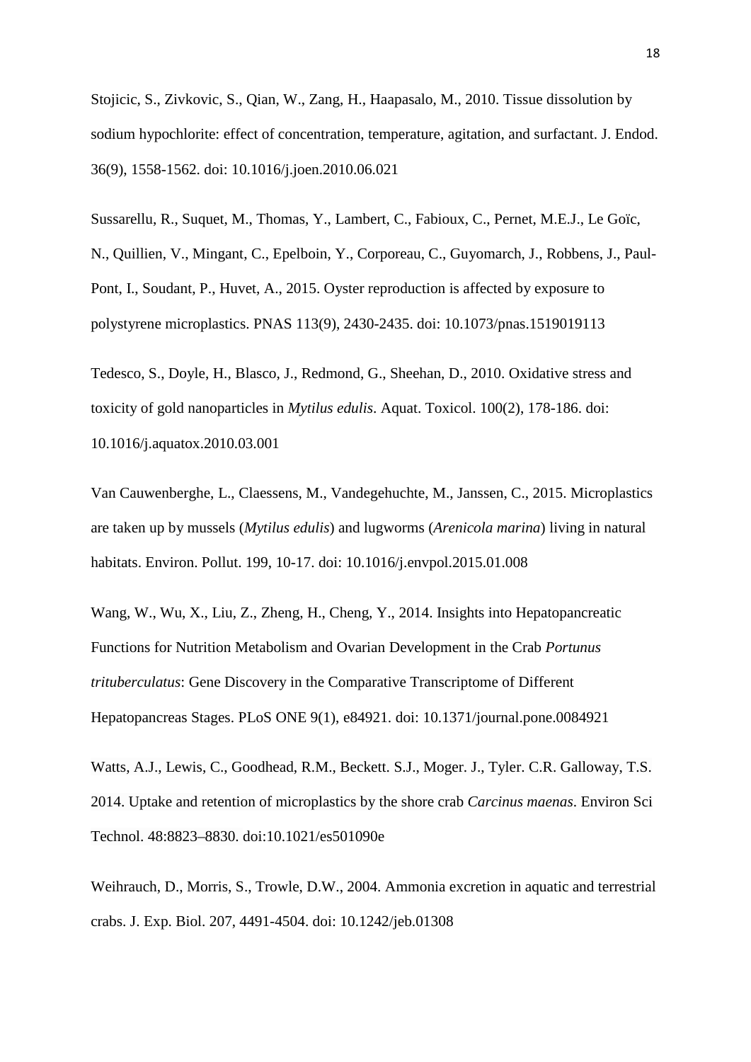Stojicic, S., Zivkovic, S., Qian, W., Zang, H., Haapasalo, M., 2010. Tissue dissolution by sodium hypochlorite: effect of concentration, temperature, agitation, and surfactant. J. Endod. 36(9), 1558-1562. doi: 10.1016/j.joen.2010.06.021

Sussarellu, R., Suquet, M., Thomas, Y., Lambert, C., Fabioux, C., Pernet, M.E.J., Le Goïc, N., Quillien, V., Mingant, C., Epelboin, Y., Corporeau, C., Guyomarch, J., Robbens, J., Paul-Pont, I., Soudant, P., Huvet, A., 2015. Oyster reproduction is affected by exposure to polystyrene microplastics. PNAS 113(9), 2430-2435. doi: 10.1073/pnas.1519019113

Tedesco, S., Doyle, H., Blasco, J., Redmond, G., Sheehan, D., 2010. Oxidative stress and toxicity of gold nanoparticles in *Mytilus edulis*. Aquat. Toxicol. 100(2), 178-186. doi: 10.1016/j.aquatox.2010.03.001

Van Cauwenberghe, L., Claessens, M., Vandegehuchte, M., Janssen, C., 2015. Microplastics are taken up by mussels (*Mytilus edulis*) and lugworms (*Arenicola marina*) living in natural habitats. Environ. Pollut. 199, 10-17. doi: 10.1016/j.envpol.2015.01.008

Wang, W., Wu, X., Liu, Z., Zheng, H., Cheng, Y., 2014. Insights into Hepatopancreatic Functions for Nutrition Metabolism and Ovarian Development in the Crab *Portunus trituberculatus*: Gene Discovery in the Comparative Transcriptome of Different Hepatopancreas Stages. PLoS ONE 9(1), e84921. doi: 10.1371/journal.pone.0084921

Watts, A.J., Lewis, C., Goodhead, R.M., Beckett. S.J., Moger. J., Tyler. C.R. Galloway, T.S. 2014. Uptake and retention of microplastics by the shore crab *Carcinus maenas*. Environ Sci Technol. 48:8823–8830. doi:10.1021/es501090e

Weihrauch, D., Morris, S., Trowle, D.W., 2004. Ammonia excretion in aquatic and terrestrial crabs. J. Exp. Biol. 207, 4491-4504. doi: 10.1242/jeb.01308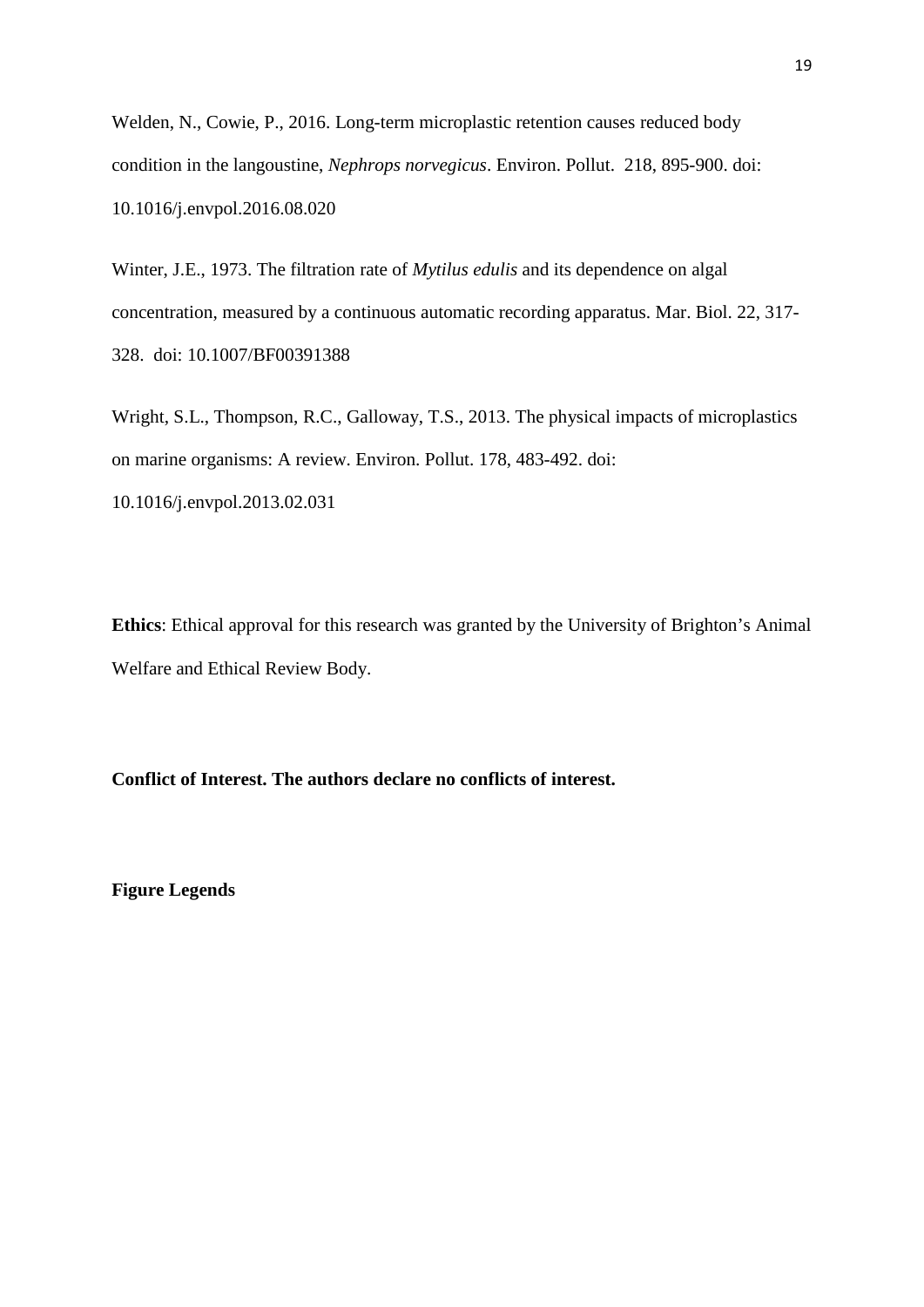Welden, N., Cowie, P., 2016. Long-term microplastic retention causes reduced body condition in the langoustine, *Nephrops norvegicus*. Environ. Pollut. 218, 895-900. doi: 10.1016/j.envpol.2016.08.020

Winter, J.E., 1973. The filtration rate of *Mytilus edulis* and its dependence on algal concentration, measured by a continuous automatic recording apparatus. Mar. Biol. 22, 317-328. doi: 10.1007/BF00391388

Wright, S.L., Thompson, R.C., Galloway, T.S., 2013. The physical impacts of microplastics on marine organisms: A review. Environ. Pollut. 178, 483-492. doi: 10.1016/j.envpol.2013.02.031

**Ethics**: Ethical approval for this research was granted by the University of Brighton's Animal Welfare and Ethical Review Body.

**Conflict of Interest. The authors declare no conflicts of interest.**

**Figure Legends**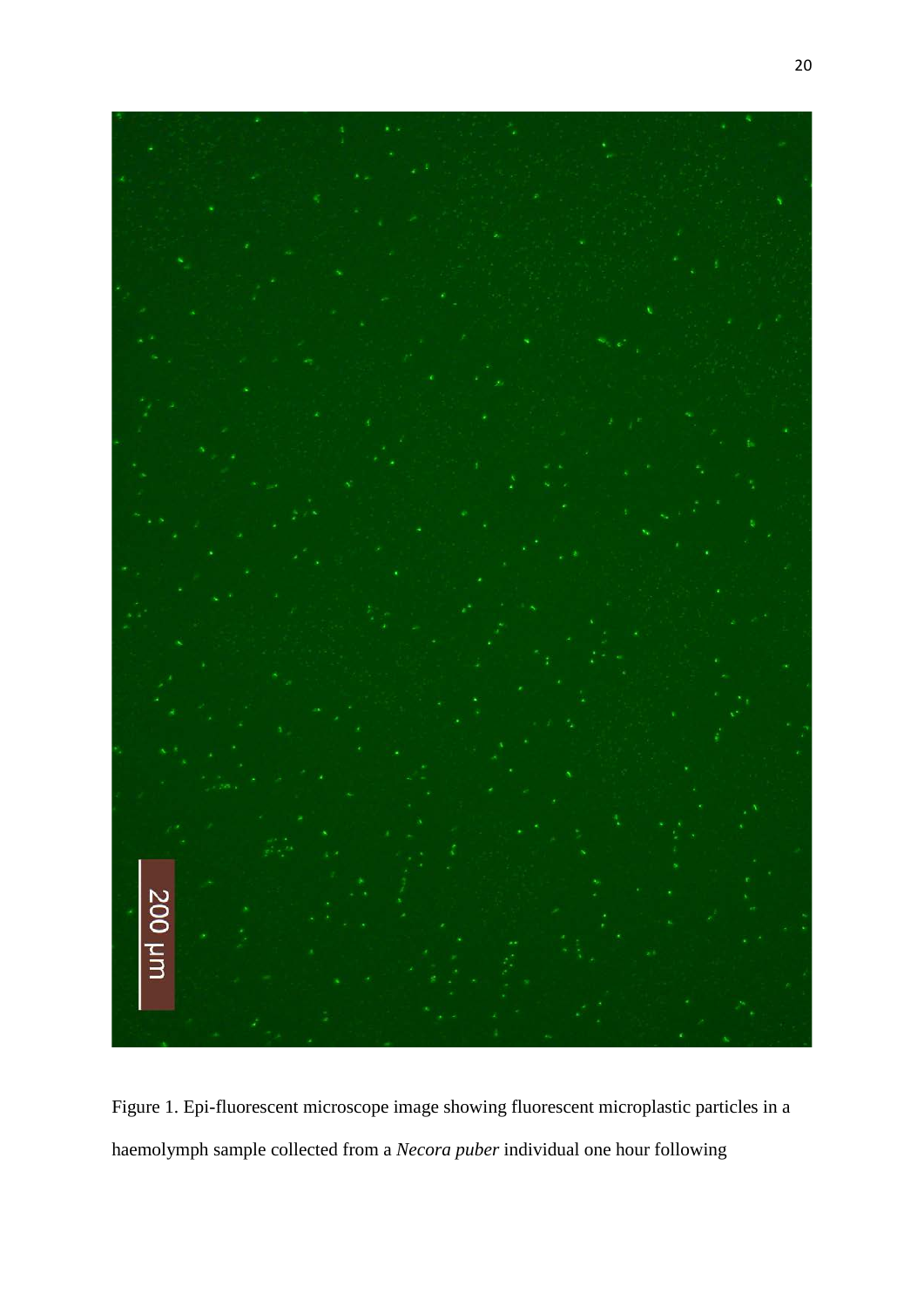200 µm

Figure 1. Epi-fluorescent microscope image showing fluorescent microplastic particles in a haemolymph sample collected from a *Necora puber* individual one hour following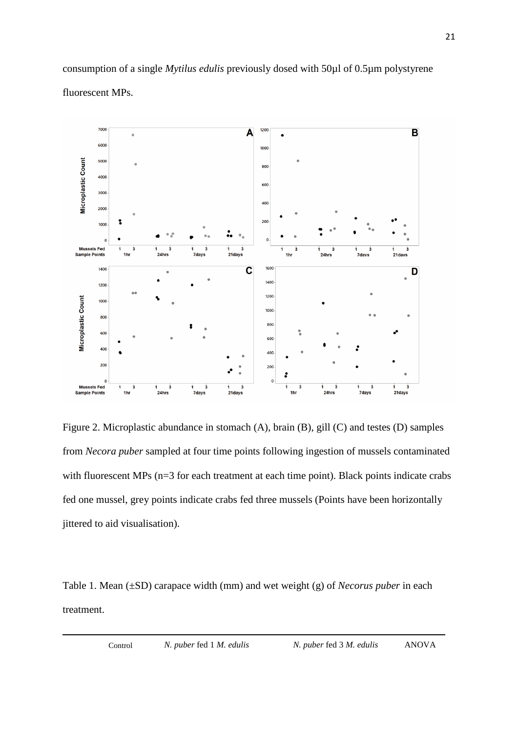consumption of a single *Mytilus edulis* previously dosed with 50µl of 0.5µm polystyrene fluorescent MPs.

A
7000
6000
5000
4000
3000
2000
1000
0
Microplastic Count
Mussels Fed 1 3 1 3 1 3 1 3
Sample Points 1hr 24hrs 7days 21days

B
1200
1000
800
600
400
200
0
1 3 1 3 1 3 1 3
1hr 24hrs 7days 21days

C
1400
1200
1000
800
600
400
200
0
Microplastic Count
Mussels Fed 1 3 1 3 1 3 1 3
Sample Points 1hr 24hrs 7days 21days

D
1600
1400
1200
1000
800
600
400
200
0
1 3 1 3 1 3 1 3
1hr 24hrs 7days 21days

Figure 2. Microplastic abundance in stomach (A), brain (B), gill (C) and testes (D) samples from *Necora puber* sampled at four time points following ingestion of mussels contaminated with fluorescent MPs (n=3 for each treatment at each time point). Black points indicate crabs fed one mussel, grey points indicate crabs fed three mussels (Points have been horizontally jittered to aid visualisation).

Table 1. Mean (±SD) carapace width (mm) and wet weight (g) of *Necorus puber* in each treatment.

| | Control | *N. puber* fed 1 *M. edulis* | *N. puber* fed 3 *M. edulis* | ANOVA |
|---|---|---|---|---|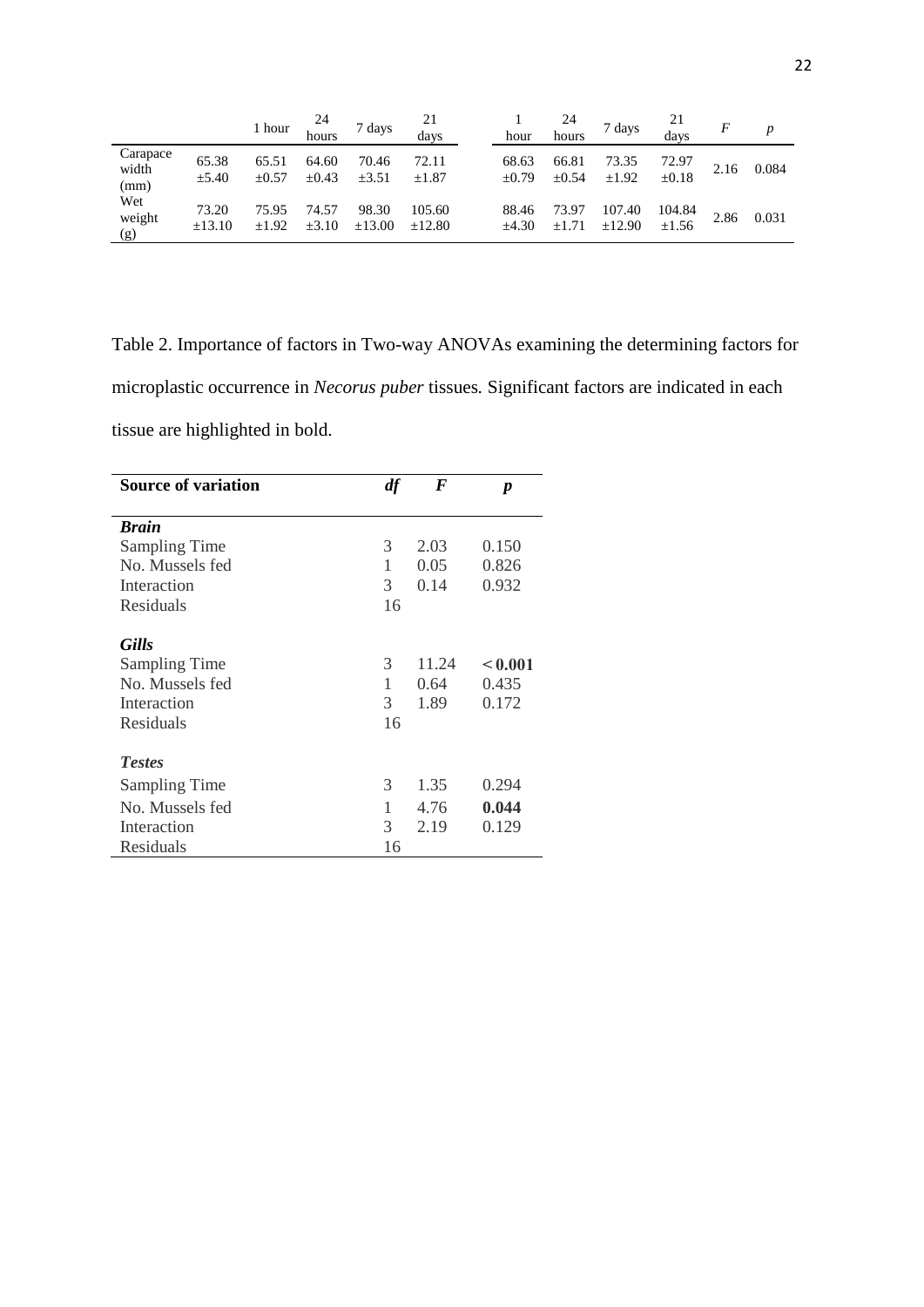| | | 1 hour | 24 hours | 7 days | 21 days | 1 hour | 24 hours | 7 days | 21 days | $F$ | $p$ |
|---|---|---|---|---|---|---|---|---|---|---|---|
| Carapace width (mm) | 65.38 ±5.40 | 65.51 ±0.57 | 64.60 ±0.43 | 70.46 ±3.51 | 72.11 ±1.87 | 68.63 ±0.79 | 66.81 ±0.54 | 73.35 ±1.92 | 72.97 ±0.18 | 2.16 | 0.084 |
| Wet weight (g) | 73.20 ±13.10 | 75.95 ±1.92 | 74.57 ±3.10 | 98.30 ±13.00 | 105.60 ±12.80 | 88.46 ±4.30 | 73.97 ±1.71 | 107.40 ±12.90 | 104.84 ±1.56 | 2.86 | 0.031 |

Table 2. Importance of factors in Two-way ANOVAs examining the determining factors for microplastic occurrence in *Necorus puber* tissues. Significant factors are indicated in each tissue are highlighted in bold.

| **Source of variation** | ***df*** | ***F*** | ***p*** |
|---|---|---|---|
| ***Brain*** | | | |
| Sampling Time | 3 | 2.03 | 0.150 |
| No. Mussels fed | 1 | 0.05 | 0.826 |
| Interaction | 3 | 0.14 | 0.932 |
| Residuals | 16 | | |
| ***Gills*** | | | |
| Sampling Time | 3 | 11.24 | **< 0.001** |
| No. Mussels fed | 1 | 0.64 | 0.435 |
| Interaction | 3 | 1.89 | 0.172 |
| Residuals | 16 | | |
| ***Testes*** | | | |
| Sampling Time | 3 | 1.35 | 0.294 |
| No. Mussels fed | 1 | 4.76 | **0.044** |
| Interaction | 3 | 2.19 | 0.129 |
| Residuals | 16 | | |